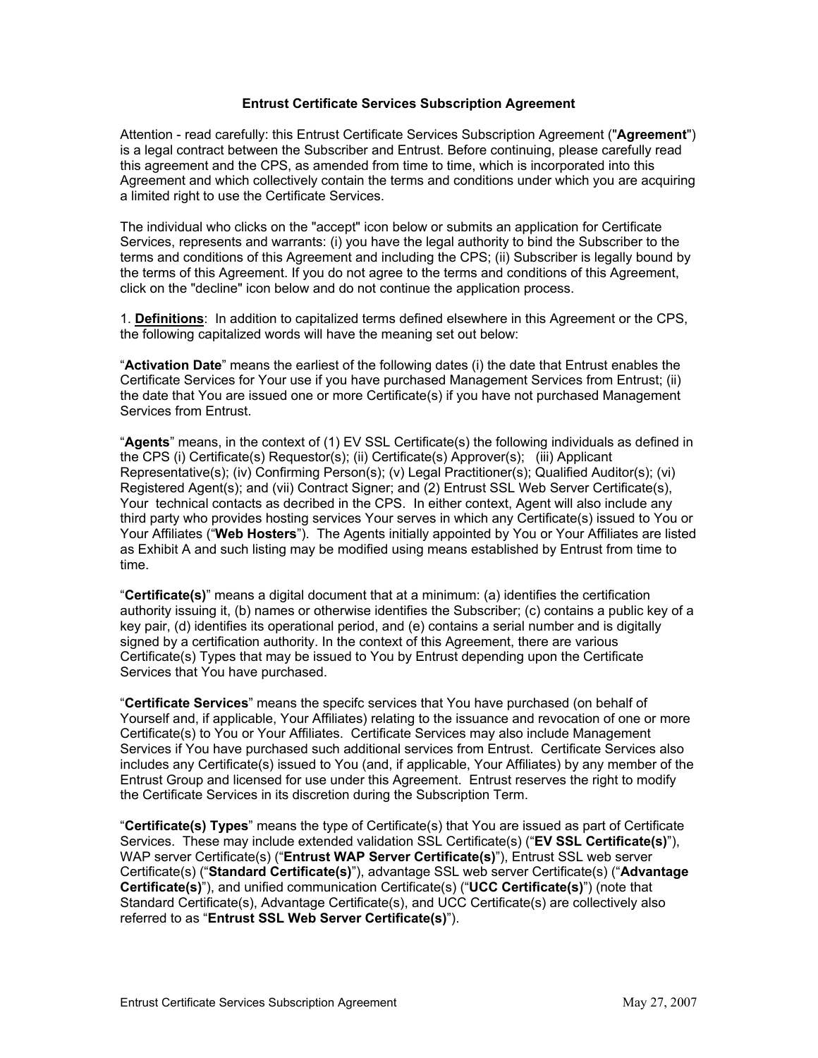# Entrust Certificate Services Subscription Agreement

Attention - read carefully: this Entrust Certificate Services Subscription Agreement ("**Agreement**") is a legal contract between the Subscriber and Entrust. Before continuing, please carefully read this agreement and the CPS, as amended from time to time, which is incorporated into this Agreement and which collectively contain the terms and conditions under which you are acquiring a limited right to use the Certificate Services.

The individual who clicks on the "accept" icon below or submits an application for Certificate Services, represents and warrants: (i) you have the legal authority to bind the Subscriber to the terms and conditions of this Agreement and including the CPS; (ii) Subscriber is legally bound by the terms of this Agreement. If you do not agree to the terms and conditions of this Agreement, click on the "decline" icon below and do not continue the application process.

1. **Definitions**: In addition to capitalized terms defined elsewhere in this Agreement or the CPS, the following capitalized words will have the meaning set out below:

"**Activation Date**" means the earliest of the following dates (i) the date that Entrust enables the Certificate Services for Your use if you have purchased Management Services from Entrust; (ii) the date that You are issued one or more Certificate(s) if you have not purchased Management Services from Entrust.

"**Agents**" means, in the context of (1) EV SSL Certificate(s) the following individuals as defined in the CPS (i) Certificate(s) Requestor(s); (ii) Certificate(s) Approver(s); (iii) Applicant Representative(s); (iv) Confirming Person(s); (v) Legal Practitioner(s); Qualified Auditor(s); (vi) Registered Agent(s); and (vii) Contract Signer; and (2) Entrust SSL Web Server Certificate(s), Your technical contacts as decribed in the CPS. In either context, Agent will also include any third party who provides hosting services Your serves in which any Certificate(s) issued to You or Your Affiliates ("**Web Hosters**"). The Agents initially appointed by You or Your Affiliates are listed as Exhibit A and such listing may be modified using means established by Entrust from time to time.

"**Certificate(s)**" means a digital document that at a minimum: (a) identifies the certification authority issuing it, (b) names or otherwise identifies the Subscriber; (c) contains a public key of a key pair, (d) identifies its operational period, and (e) contains a serial number and is digitally signed by a certification authority. In the context of this Agreement, there are various Certificate(s) Types that may be issued to You by Entrust depending upon the Certificate Services that You have purchased.

"**Certificate Services**" means the specifc services that You have purchased (on behalf of Yourself and, if applicable, Your Affiliates) relating to the issuance and revocation of one or more Certificate(s) to You or Your Affiliates. Certificate Services may also include Management Services if You have purchased such additional services from Entrust. Certificate Services also includes any Certificate(s) issued to You (and, if applicable, Your Affiliates) by any member of the Entrust Group and licensed for use under this Agreement. Entrust reserves the right to modify the Certificate Services in its discretion during the Subscription Term.

"**Certificate(s) Types**" means the type of Certificate(s) that You are issued as part of Certificate Services. These may include extended validation SSL Certificate(s) ("**EV SSL Certificate(s)**"), WAP server Certificate(s) ("**Entrust WAP Server Certificate(s)**"), Entrust SSL web server Certificate(s) ("**Standard Certificate(s)**"), advantage SSL web server Certificate(s) ("**Advantage Certificate(s)**"), and unified communication Certificate(s) ("**UCC Certificate(s)**") (note that Standard Certificate(s), Advantage Certificate(s), and UCC Certificate(s) are collectively also referred to as "**Entrust SSL Web Server Certificate(s)**").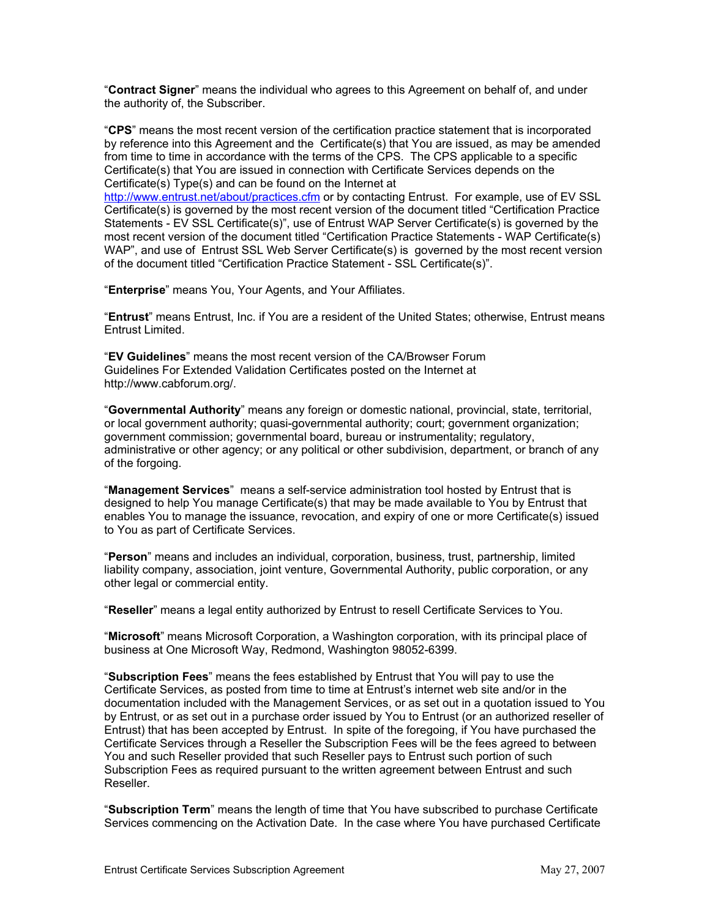"**Contract Signer**" means the individual who agrees to this Agreement on behalf of, and under the authority of, the Subscriber.

"**CPS**" means the most recent version of the certification practice statement that is incorporated by reference into this Agreement and the Certificate(s) that You are issued, as may be amended from time to time in accordance with the terms of the CPS. The CPS applicable to a specific Certificate(s) that You are issued in connection with Certificate Services depends on the Certificate(s) Type(s) and can be found on the Internet at http://www.entrust.net/about/practices.cfm or by contacting Entrust. For example, use of EV SSL Certificate(s) is governed by the most recent version of the document titled "Certification Practice Statements - EV SSL Certificate(s)", use of Entrust WAP Server Certificate(s) is governed by the most recent version of the document titled "Certification Practice Statements - WAP Certificate(s) WAP", and use of Entrust SSL Web Server Certificate(s) is governed by the most recent version of the document titled "Certification Practice Statement - SSL Certificate(s)".

"**Enterprise**" means You, Your Agents, and Your Affiliates.

"**Entrust**" means Entrust, Inc. if You are a resident of the United States; otherwise, Entrust means Entrust Limited.

"**EV Guidelines**" means the most recent version of the CA/Browser Forum Guidelines For Extended Validation Certificates posted on the Internet at http://www.cabforum.org/.

"**Governmental Authority**" means any foreign or domestic national, provincial, state, territorial, or local government authority; quasi-governmental authority; court; government organization; government commission; governmental board, bureau or instrumentality; regulatory, administrative or other agency; or any political or other subdivision, department, or branch of any of the forgoing.

"**Management Services**" means a self-service administration tool hosted by Entrust that is designed to help You manage Certificate(s) that may be made available to You by Entrust that enables You to manage the issuance, revocation, and expiry of one or more Certificate(s) issued to You as part of Certificate Services.

"**Person**" means and includes an individual, corporation, business, trust, partnership, limited liability company, association, joint venture, Governmental Authority, public corporation, or any other legal or commercial entity.

"**Reseller**" means a legal entity authorized by Entrust to resell Certificate Services to You.

"**Microsoft**" means Microsoft Corporation, a Washington corporation, with its principal place of business at One Microsoft Way, Redmond, Washington 98052-6399.

"**Subscription Fees**" means the fees established by Entrust that You will pay to use the Certificate Services, as posted from time to time at Entrust's internet web site and/or in the documentation included with the Management Services, or as set out in a quotation issued to You by Entrust, or as set out in a purchase order issued by You to Entrust (or an authorized reseller of Entrust) that has been accepted by Entrust. In spite of the foregoing, if You have purchased the Certificate Services through a Reseller the Subscription Fees will be the fees agreed to between You and such Reseller provided that such Reseller pays to Entrust such portion of such Subscription Fees as required pursuant to the written agreement between Entrust and such Reseller.

"**Subscription Term**" means the length of time that You have subscribed to purchase Certificate Services commencing on the Activation Date. In the case where You have purchased Certificate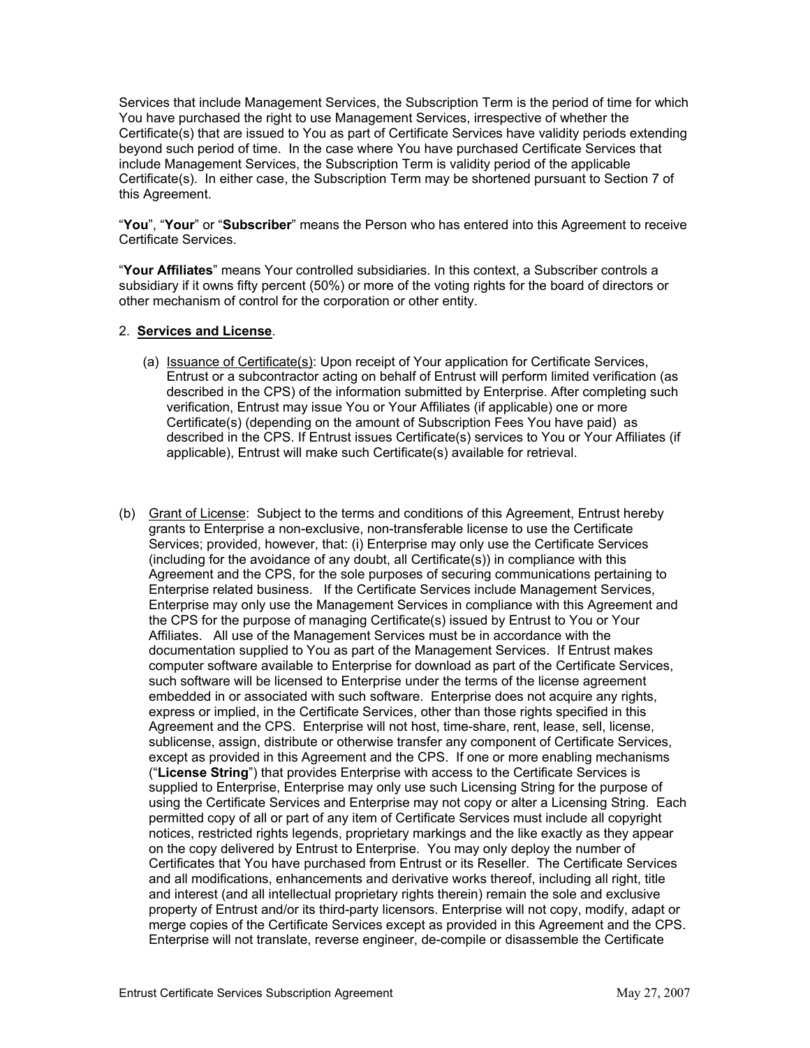Services that include Management Services, the Subscription Term is the period of time for which You have purchased the right to use Management Services, irrespective of whether the Certificate(s) that are issued to You as part of Certificate Services have validity periods extending beyond such period of time. In the case where You have purchased Certificate Services that include Management Services, the Subscription Term is validity period of the applicable Certificate(s). In either case, the Subscription Term may be shortened pursuant to Section 7 of this Agreement.

"**You**", "**Your**" or "**Subscriber**" means the Person who has entered into this Agreement to receive Certificate Services.

"**Your Affiliates**" means Your controlled subsidiaries. In this context, a Subscriber controls a subsidiary if it owns fifty percent (50%) or more of the voting rights for the board of directors or other mechanism of control for the corporation or other entity.

2. **Services and License**.

(a) Issuance of Certificate(s): Upon receipt of Your application for Certificate Services, Entrust or a subcontractor acting on behalf of Entrust will perform limited verification (as described in the CPS) of the information submitted by Enterprise. After completing such verification, Entrust may issue You or Your Affiliates (if applicable) one or more Certificate(s) (depending on the amount of Subscription Fees You have paid) as described in the CPS. If Entrust issues Certificate(s) services to You or Your Affiliates (if applicable), Entrust will make such Certificate(s) available for retrieval.

(b) Grant of License: Subject to the terms and conditions of this Agreement, Entrust hereby grants to Enterprise a non-exclusive, non-transferable license to use the Certificate Services; provided, however, that: (i) Enterprise may only use the Certificate Services (including for the avoidance of any doubt, all Certificate(s)) in compliance with this Agreement and the CPS, for the sole purposes of securing communications pertaining to Enterprise related business. If the Certificate Services include Management Services, Enterprise may only use the Management Services in compliance with this Agreement and the CPS for the purpose of managing Certificate(s) issued by Entrust to You or Your Affiliates. All use of the Management Services must be in accordance with the documentation supplied to You as part of the Management Services. If Entrust makes computer software available to Enterprise for download as part of the Certificate Services, such software will be licensed to Enterprise under the terms of the license agreement embedded in or associated with such software. Enterprise does not acquire any rights, express or implied, in the Certificate Services, other than those rights specified in this Agreement and the CPS. Enterprise will not host, time-share, rent, lease, sell, license, sublicense, assign, distribute or otherwise transfer any component of Certificate Services, except as provided in this Agreement and the CPS. If one or more enabling mechanisms ("**License String**") that provides Enterprise with access to the Certificate Services is supplied to Enterprise, Enterprise may only use such Licensing String for the purpose of using the Certificate Services and Enterprise may not copy or alter a Licensing String. Each permitted copy of all or part of any item of Certificate Services must include all copyright notices, restricted rights legends, proprietary markings and the like exactly as they appear on the copy delivered by Entrust to Enterprise. You may only deploy the number of Certificates that You have purchased from Entrust or its Reseller. The Certificate Services and all modifications, enhancements and derivative works thereof, including all right, title and interest (and all intellectual proprietary rights therein) remain the sole and exclusive property of Entrust and/or its third-party licensors. Enterprise will not copy, modify, adapt or merge copies of the Certificate Services except as provided in this Agreement and the CPS. Enterprise will not translate, reverse engineer, de-compile or disassemble the Certificate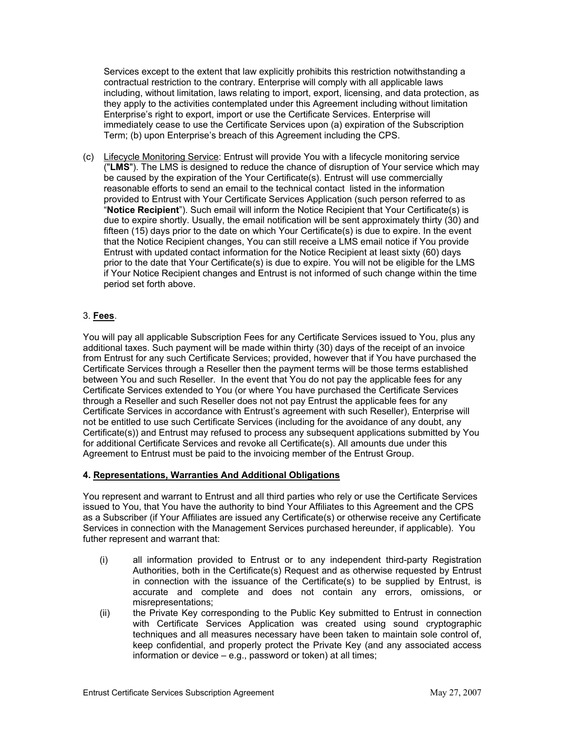Services except to the extent that law explicitly prohibits this restriction notwithstanding a contractual restriction to the contrary. Enterprise will comply with all applicable laws including, without limitation, laws relating to import, export, licensing, and data protection, as they apply to the activities contemplated under this Agreement including without limitation Enterprise's right to export, import or use the Certificate Services. Enterprise will immediately cease to use the Certificate Services upon (a) expiration of the Subscription Term; (b) upon Enterprise's breach of this Agreement including the CPS.

(c) Lifecycle Monitoring Service: Entrust will provide You with a lifecycle monitoring service ("**LMS**"). The LMS is designed to reduce the chance of disruption of Your service which may be caused by the expiration of the Your Certificate(s). Entrust will use commercially reasonable efforts to send an email to the technical contact listed in the information provided to Entrust with Your Certificate Services Application (such person referred to as "**Notice Recipient**"). Such email will inform the Notice Recipient that Your Certificate(s) is due to expire shortly. Usually, the email notification will be sent approximately thirty (30) and fifteen (15) days prior to the date on which Your Certificate(s) is due to expire. In the event that the Notice Recipient changes, You can still receive a LMS email notice if You provide Entrust with updated contact information for the Notice Recipient at least sixty (60) days prior to the date that Your Certificate(s) is due to expire. You will not be eligible for the LMS if Your Notice Recipient changes and Entrust is not informed of such change within the time period set forth above.

3. **Fees**.

You will pay all applicable Subscription Fees for any Certificate Services issued to You, plus any additional taxes. Such payment will be made within thirty (30) days of the receipt of an invoice from Entrust for any such Certificate Services; provided, however that if You have purchased the Certificate Services through a Reseller then the payment terms will be those terms established between You and such Reseller. In the event that You do not pay the applicable fees for any Certificate Services extended to You (or where You have purchased the Certificate Services through a Reseller and such Reseller does not pay Entrust the applicable fees for any Certificate Services in accordance with Entrust's agreement with such Reseller), Enterprise will not be entitled to use such Certificate Services (including for the avoidance of any doubt, any Certificate(s)) and Entrust may refused to process any subsequent applications submitted by You for additional Certificate Services and revoke all Certificate(s). All amounts due under this Agreement to Entrust must be paid to the invoicing member of the Entrust Group.

**4. Representations, Warranties And Additional Obligations**

You represent and warrant to Entrust and all third parties who rely or use the Certificate Services issued to You, that You have the authority to bind Your Affiliates to this Agreement and the CPS as a Subscriber (if Your Affiliates are issued any Certificate(s) or otherwise receive any Certificate Services in connection with the Management Services purchased hereunder, if applicable). You futher represent and warrant that:

(i) all information provided to Entrust or to any independent third-party Registration Authorities, both in the Certificate(s) Request and as otherwise requested by Entrust in connection with the issuance of the Certificate(s) to be supplied by Entrust, is accurate and complete and does not contain any errors, omissions, or misrepresentations;

(ii) the Private Key corresponding to the Public Key submitted to Entrust in connection with Certificate Services Application was created using sound cryptographic techniques and all measures necessary have been taken to maintain sole control of, keep confidential, and properly protect the Private Key (and any associated access information or device – e.g., password or token) at all times;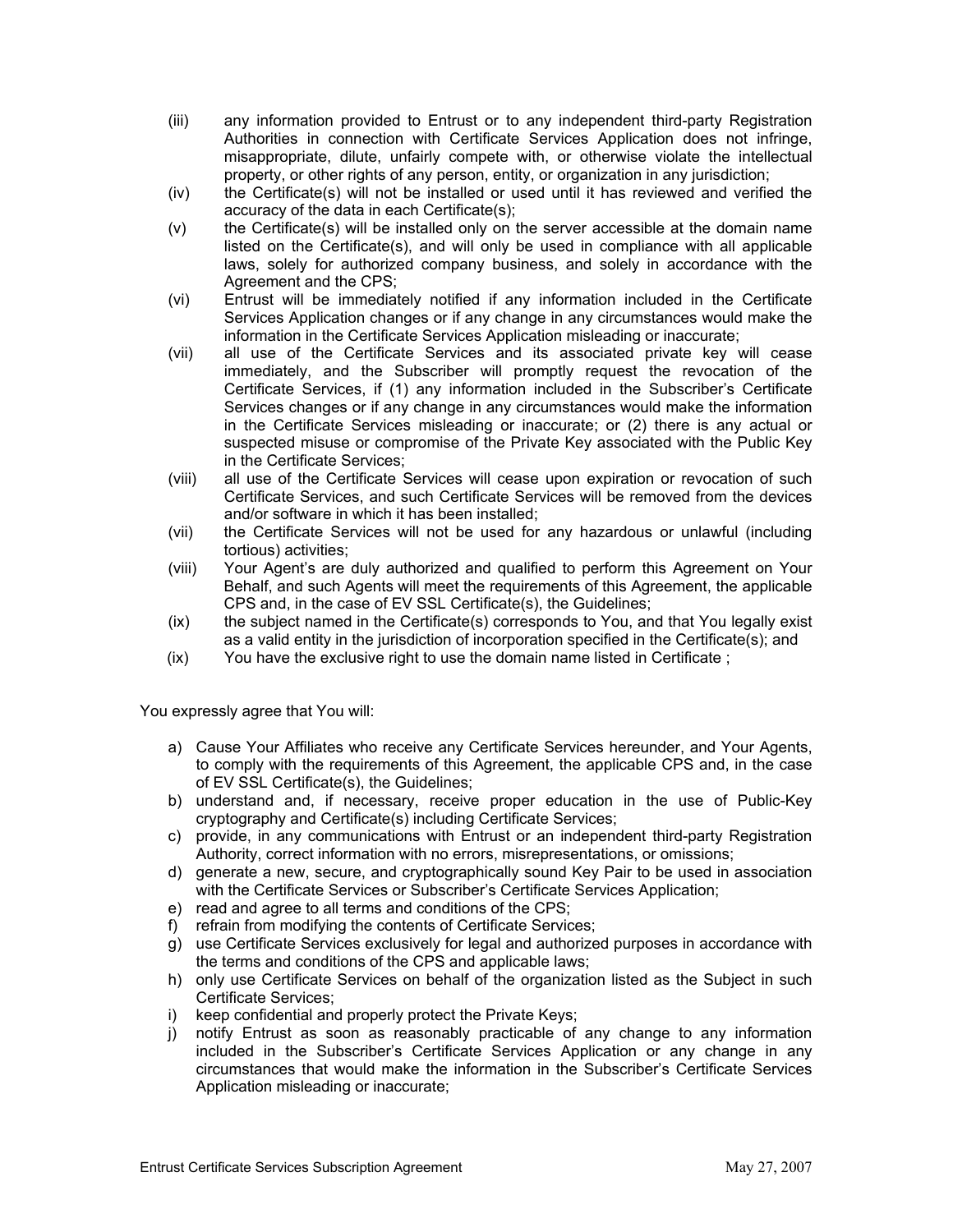(iii) any information provided to Entrust or to any independent third-party Registration Authorities in connection with Certificate Services Application does not infringe, misappropriate, dilute, unfairly compete with, or otherwise violate the intellectual property, or other rights of any person, entity, or organization in any jurisdiction;

(iv) the Certificate(s) will not be installed or used until it has reviewed and verified the accuracy of the data in each Certificate(s);

(v) the Certificate(s) will be installed only on the server accessible at the domain name listed on the Certificate(s), and will only be used in compliance with all applicable laws, solely for authorized company business, and solely in accordance with the Agreement and the CPS;

(vi) Entrust will be immediately notified if any information included in the Certificate Services Application changes or if any change in any circumstances would make the information in the Certificate Services Application misleading or inaccurate;

(vii) all use of the Certificate Services and its associated private key will cease immediately, and the Subscriber will promptly request the revocation of the Certificate Services, if (1) any information included in the Subscriber's Certificate Services changes or if any change in any circumstances would make the information in the Certificate Services misleading or inaccurate; or (2) there is any actual or suspected misuse or compromise of the Private Key associated with the Public Key in the Certificate Services;

(viii) all use of the Certificate Services will cease upon expiration or revocation of such Certificate Services, and such Certificate Services will be removed from the devices and/or software in which it has been installed;

(vii) the Certificate Services will not be used for any hazardous or unlawful (including tortious) activities;

(viii) Your Agent's are duly authorized and qualified to perform this Agreement on Your Behalf, and such Agents will meet the requirements of this Agreement, the applicable CPS and, in the case of EV SSL Certificate(s), the Guidelines;

(ix) the subject named in the Certificate(s) corresponds to You, and that You legally exist as a valid entity in the jurisdiction of incorporation specified in the Certificate(s); and

(ix) You have the exclusive right to use the domain name listed in Certificate ;

You expressly agree that You will:

a) Cause Your Affiliates who receive any Certificate Services hereunder, and Your Agents, to comply with the requirements of this Agreement, the applicable CPS and, in the case of EV SSL Certificate(s), the Guidelines;
b) understand and, if necessary, receive proper education in the use of Public-Key cryptography and Certificate(s) including Certificate Services;
c) provide, in any communications with Entrust or an independent third-party Registration Authority, correct information with no errors, misrepresentations, or omissions;
d) generate a new, secure, and cryptographically sound Key Pair to be used in association with the Certificate Services or Subscriber's Certificate Services Application;
e) read and agree to all terms and conditions of the CPS;
f) refrain from modifying the contents of Certificate Services;
g) use Certificate Services exclusively for legal and authorized purposes in accordance with the terms and conditions of the CPS and applicable laws;
h) only use Certificate Services on behalf of the organization listed as the Subject in such Certificate Services;
i) keep confidential and properly protect the Private Keys;
j) notify Entrust as soon as reasonably practicable of any change to any information included in the Subscriber's Certificate Services Application or any change in any circumstances that would make the information in the Subscriber's Certificate Services Application misleading or inaccurate;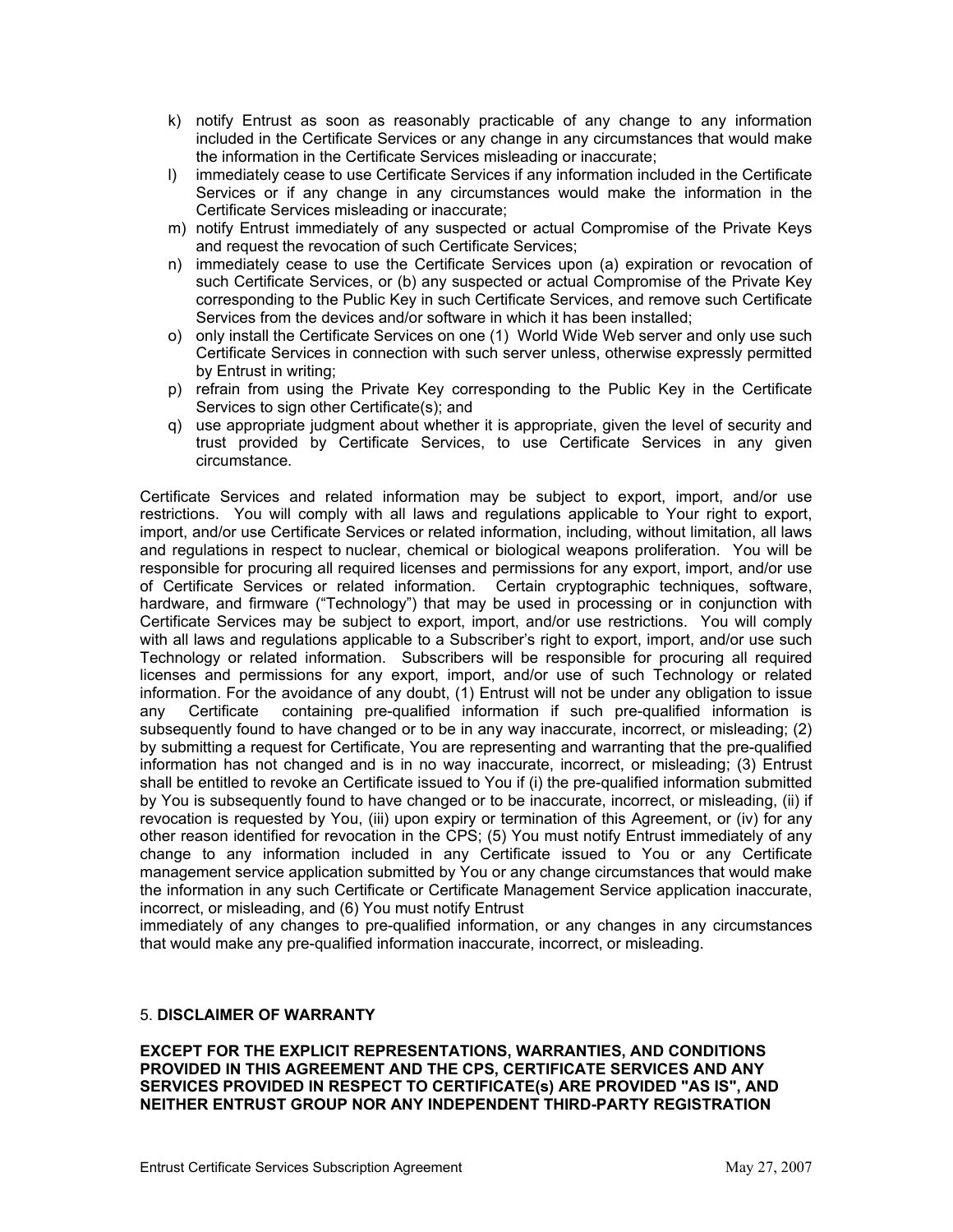k) notify Entrust as soon as reasonably practicable of any change to any information included in the Certificate Services or any change in any circumstances that would make the information in the Certificate Services misleading or inaccurate;
l) immediately cease to use Certificate Services if any information included in the Certificate Services or if any change in any circumstances would make the information in the Certificate Services misleading or inaccurate;
m) notify Entrust immediately of any suspected or actual Compromise of the Private Keys and request the revocation of such Certificate Services;
n) immediately cease to use the Certificate Services upon (a) expiration or revocation of such Certificate Services, or (b) any suspected or actual Compromise of the Private Key corresponding to the Public Key in such Certificate Services, and remove such Certificate Services from the devices and/or software in which it has been installed;
o) only install the Certificate Services on one (1) World Wide Web server and only use such Certificate Services in connection with such server unless, otherwise expressly permitted by Entrust in writing;
p) refrain from using the Private Key corresponding to the Public Key in the Certificate Services to sign other Certificate(s); and
q) use appropriate judgment about whether it is appropriate, given the level of security and trust provided by Certificate Services, to use Certificate Services in any given circumstance.

Certificate Services and related information may be subject to export, import, and/or use restrictions. You will comply with all laws and regulations applicable to Your right to export, import, and/or use Certificate Services or related information, including, without limitation, all laws and regulations in respect to nuclear, chemical or biological weapons proliferation. You will be responsible for procuring all required licenses and permissions for any export, import, and/or use of Certificate Services or related information. Certain cryptographic techniques, software, hardware, and firmware ("Technology") that may be used in processing or in conjunction with Certificate Services may be subject to export, import, and/or use restrictions. You will comply with all laws and regulations applicable to a Subscriber's right to export, import, and/or use such Technology or related information. Subscribers will be responsible for procuring all required licenses and permissions for any export, import, and/or use of such Technology or related information. For the avoidance of any doubt, (1) Entrust will not be under any obligation to issue any Certificate containing pre-qualified information if such pre-qualified information is subsequently found to have changed or to be in any way inaccurate, incorrect, or misleading; (2) by submitting a request for Certificate, You are representing and warranting that the pre-qualified information has not changed and is in no way inaccurate, incorrect, or misleading; (3) Entrust shall be entitled to revoke an Certificate issued to You if (i) the pre-qualified information submitted by You is subsequently found to have changed or to be inaccurate, incorrect, or misleading, (ii) if revocation is requested by You, (iii) upon expiry or termination of this Agreement, or (iv) for any other reason identified for revocation in the CPS; (5) You must notify Entrust immediately of any change to any information included in any Certificate issued to You or any Certificate management service application submitted by You or any change circumstances that would make the information in any such Certificate or Certificate Management Service application inaccurate, incorrect, or misleading, and (6) You must notify Entrust immediately of any changes to pre-qualified information, or any changes in any circumstances that would make any pre-qualified information inaccurate, incorrect, or misleading.

## 5. **DISCLAIMER OF WARRANTY**

**EXCEPT FOR THE EXPLICIT REPRESENTATIONS, WARRANTIES, AND CONDITIONS PROVIDED IN THIS AGREEMENT AND THE CPS, CERTIFICATE SERVICES AND ANY SERVICES PROVIDED IN RESPECT TO CERTIFICATE(s) ARE PROVIDED "AS IS", AND NEITHER ENTRUST GROUP NOR ANY INDEPENDENT THIRD-PARTY REGISTRATION**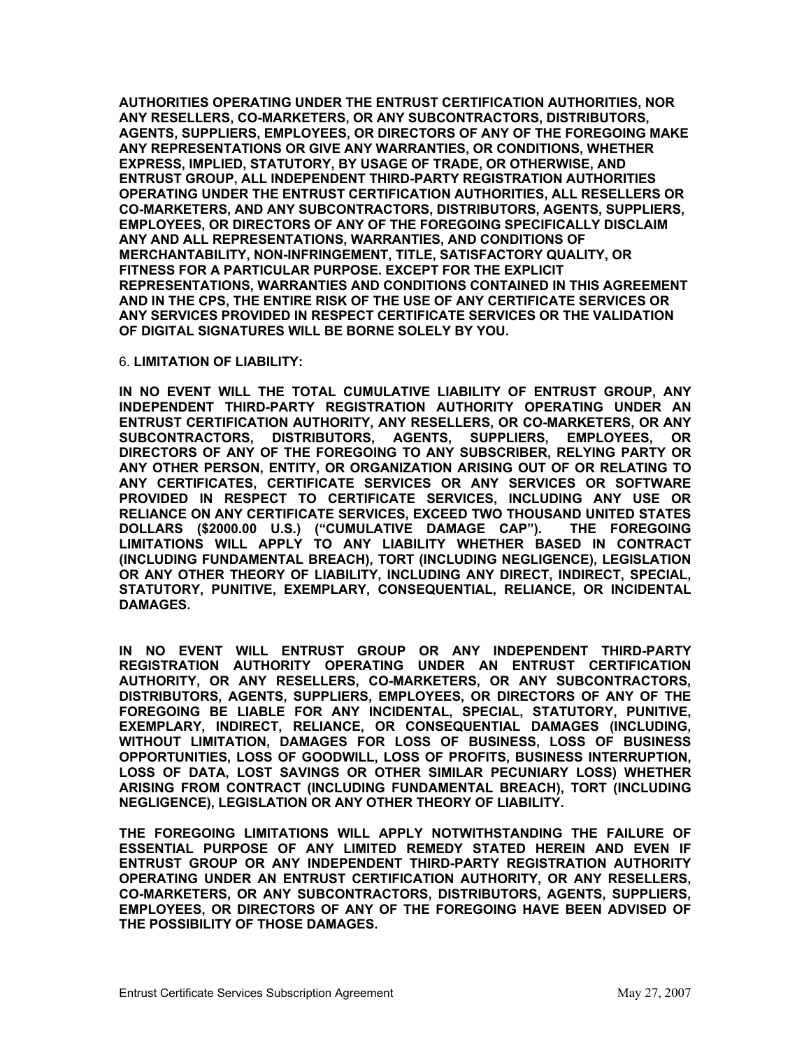**AUTHORITIES OPERATING UNDER THE ENTRUST CERTIFICATION AUTHORITIES, NOR ANY RESELLERS, CO-MARKETERS, OR ANY SUBCONTRACTORS, DISTRIBUTORS, AGENTS, SUPPLIERS, EMPLOYEES, OR DIRECTORS OF ANY OF THE FOREGOING MAKE ANY REPRESENTATIONS OR GIVE ANY WARRANTIES, OR CONDITIONS, WHETHER EXPRESS, IMPLIED, STATUTORY, BY USAGE OF TRADE, OR OTHERWISE, AND ENTRUST GROUP, ALL INDEPENDENT THIRD-PARTY REGISTRATION AUTHORITIES OPERATING UNDER THE ENTRUST CERTIFICATION AUTHORITIES, ALL RESELLERS OR CO-MARKETERS, AND ANY SUBCONTRACTORS, DISTRIBUTORS, AGENTS, SUPPLIERS, EMPLOYEES, OR DIRECTORS OF ANY OF THE FOREGOING SPECIFICALLY DISCLAIM ANY AND ALL REPRESENTATIONS, WARRANTIES, AND CONDITIONS OF MERCHANTABILITY, NON-INFRINGEMENT, TITLE, SATISFACTORY QUALITY, OR FITNESS FOR A PARTICULAR PURPOSE. EXCEPT FOR THE EXPLICIT REPRESENTATIONS, WARRANTIES AND CONDITIONS CONTAINED IN THIS AGREEMENT AND IN THE CPS, THE ENTIRE RISK OF THE USE OF ANY CERTIFICATE SERVICES OR ANY SERVICES PROVIDED IN RESPECT CERTIFICATE SERVICES OR THE VALIDATION OF DIGITAL SIGNATURES WILL BE BORNE SOLELY BY YOU.**

6. **LIMITATION OF LIABILITY:**

**IN NO EVENT WILL THE TOTAL CUMULATIVE LIABILITY OF ENTRUST GROUP, ANY INDEPENDENT THIRD-PARTY REGISTRATION AUTHORITY OPERATING UNDER AN ENTRUST CERTIFICATION AUTHORITY, ANY RESELLERS, OR CO-MARKETERS, OR ANY SUBCONTRACTORS, DISTRIBUTORS, AGENTS, SUPPLIERS, EMPLOYEES, OR DIRECTORS OF ANY OF THE FOREGOING TO ANY SUBSCRIBER, RELYING PARTY OR ANY OTHER PERSON, ENTITY, OR ORGANIZATION ARISING OUT OF OR RELATING TO ANY CERTIFICATES, CERTIFICATE SERVICES OR ANY SERVICES OR SOFTWARE PROVIDED IN RESPECT TO CERTIFICATE SERVICES, INCLUDING ANY USE OR RELIANCE ON ANY CERTIFICATE SERVICES, EXCEED TWO THOUSAND UNITED STATES DOLLARS ($2000.00 U.S.) ("CUMULATIVE DAMAGE CAP"). THE FOREGOING LIMITATIONS WILL APPLY TO ANY LIABILITY WHETHER BASED IN CONTRACT (INCLUDING FUNDAMENTAL BREACH), TORT (INCLUDING NEGLIGENCE), LEGISLATION OR ANY OTHER THEORY OF LIABILITY, INCLUDING ANY DIRECT, INDIRECT, SPECIAL, STATUTORY, PUNITIVE, EXEMPLARY, CONSEQUENTIAL, RELIANCE, OR INCIDENTAL DAMAGES.**

**IN NO EVENT WILL ENTRUST GROUP OR ANY INDEPENDENT THIRD-PARTY REGISTRATION AUTHORITY OPERATING UNDER AN ENTRUST CERTIFICATION AUTHORITY, OR ANY RESELLERS, CO-MARKETERS, OR ANY SUBCONTRACTORS, DISTRIBUTORS, AGENTS, SUPPLIERS, EMPLOYEES, OR DIRECTORS OF ANY OF THE FOREGOING BE LIABLE FOR ANY INCIDENTAL, SPECIAL, STATUTORY, PUNITIVE, EXEMPLARY, INDIRECT, RELIANCE, OR CONSEQUENTIAL DAMAGES (INCLUDING, WITHOUT LIMITATION, DAMAGES FOR LOSS OF BUSINESS, LOSS OF BUSINESS OPPORTUNITIES, LOSS OF GOODWILL, LOSS OF PROFITS, BUSINESS INTERRUPTION, LOSS OF DATA, LOST SAVINGS OR OTHER SIMILAR PECUNIARY LOSS) WHETHER ARISING FROM CONTRACT (INCLUDING FUNDAMENTAL BREACH), TORT (INCLUDING NEGLIGENCE), LEGISLATION OR ANY OTHER THEORY OF LIABILITY.**

**THE FOREGOING LIMITATIONS WILL APPLY NOTWITHSTANDING THE FAILURE OF ESSENTIAL PURPOSE OF ANY LIMITED REMEDY STATED HEREIN AND EVEN IF ENTRUST GROUP OR ANY INDEPENDENT THIRD-PARTY REGISTRATION AUTHORITY OPERATING UNDER AN ENTRUST CERTIFICATION AUTHORITY, OR ANY RESELLERS, CO-MARKETERS, OR ANY SUBCONTRACTORS, DISTRIBUTORS, AGENTS, SUPPLIERS, EMPLOYEES, OR DIRECTORS OF ANY OF THE FOREGOING HAVE BEEN ADVISED OF THE POSSIBILITY OF THOSE DAMAGES.**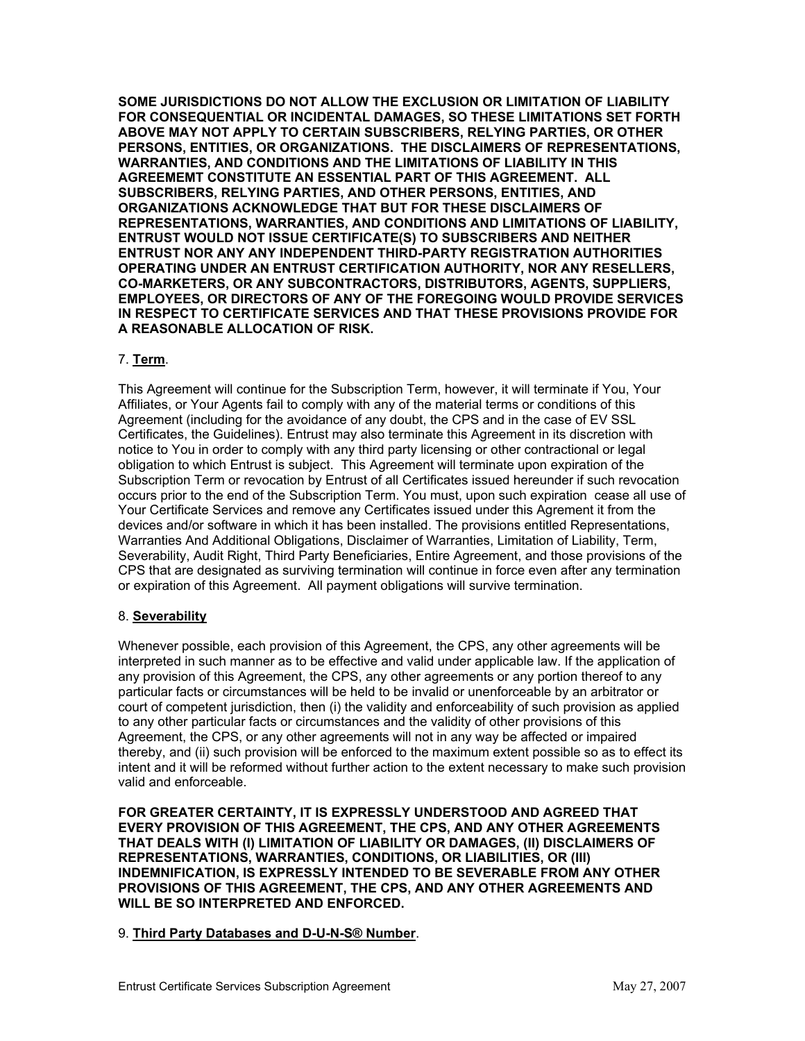**SOME JURISDICTIONS DO NOT ALLOW THE EXCLUSION OR LIMITATION OF LIABILITY FOR CONSEQUENTIAL OR INCIDENTAL DAMAGES, SO THESE LIMITATIONS SET FORTH ABOVE MAY NOT APPLY TO CERTAIN SUBSCRIBERS, RELYING PARTIES, OR OTHER PERSONS, ENTITIES, OR ORGANIZATIONS. THE DISCLAIMERS OF REPRESENTATIONS, WARRANTIES, AND CONDITIONS AND THE LIMITATIONS OF LIABILITY IN THIS AGREEMEMT CONSTITUTE AN ESSENTIAL PART OF THIS AGREEMENT. ALL SUBSCRIBERS, RELYING PARTIES, AND OTHER PERSONS, ENTITIES, AND ORGANIZATIONS ACKNOWLEDGE THAT BUT FOR THESE DISCLAIMERS OF REPRESENTATIONS, WARRANTIES, AND CONDITIONS AND LIMITATIONS OF LIABILITY, ENTRUST WOULD NOT ISSUE CERTIFICATE(S) TO SUBSCRIBERS AND NEITHER ENTRUST NOR ANY ANY INDEPENDENT THIRD-PARTY REGISTRATION AUTHORITIES OPERATING UNDER AN ENTRUST CERTIFICATION AUTHORITY, NOR ANY RESELLERS, CO-MARKETERS, OR ANY SUBCONTRACTORS, DISTRIBUTORS, AGENTS, SUPPLIERS, EMPLOYEES, OR DIRECTORS OF ANY OF THE FOREGOING WOULD PROVIDE SERVICES IN RESPECT TO CERTIFICATE SERVICES AND THAT THESE PROVISIONS PROVIDE FOR A REASONABLE ALLOCATION OF RISK.**

7. **Term**.

This Agreement will continue for the Subscription Term, however, it will terminate if You, Your Affiliates, or Your Agents fail to comply with any of the material terms or conditions of this Agreement (including for the avoidance of any doubt, the CPS and in the case of EV SSL Certificates, the Guidelines). Entrust may also terminate this Agreement in its discretion with notice to You in order to comply with any third party licensing or other contractional or legal obligation to which Entrust is subject. This Agreement will terminate upon expiration of the Subscription Term or revocation by Entrust of all Certificates issued hereunder if such revocation occurs prior to the end of the Subscription Term. You must, upon such expiration cease all use of Your Certificate Services and remove any Certificates issued under this Agrement it from the devices and/or software in which it has been installed. The provisions entitled Representations, Warranties And Additional Obligations, Disclaimer of Warranties, Limitation of Liability, Term, Severability, Audit Right, Third Party Beneficiaries, Entire Agreement, and those provisions of the CPS that are designated as surviving termination will continue in force even after any termination or expiration of this Agreement. All payment obligations will survive termination.

8. **Severability**

Whenever possible, each provision of this Agreement, the CPS, any other agreements will be interpreted in such manner as to be effective and valid under applicable law. If the application of any provision of this Agreement, the CPS, any other agreements or any portion thereof to any particular facts or circumstances will be held to be invalid or unenforceable by an arbitrator or court of competent jurisdiction, then (i) the validity and enforceability of such provision as applied to any other particular facts or circumstances and the validity of other provisions of this Agreement, the CPS, or any other agreements will not in any way be affected or impaired thereby, and (ii) such provision will be enforced to the maximum extent possible so as to effect its intent and it will be reformed without further action to the extent necessary to make such provision valid and enforceable.

**FOR GREATER CERTAINTY, IT IS EXPRESSLY UNDERSTOOD AND AGREED THAT EVERY PROVISION OF THIS AGREEMENT, THE CPS, AND ANY OTHER AGREEMENTS THAT DEALS WITH (I) LIMITATION OF LIABILITY OR DAMAGES, (II) DISCLAIMERS OF REPRESENTATIONS, WARRANTIES, CONDITIONS, OR LIABILITIES, OR (III) INDEMNIFICATION, IS EXPRESSLY INTENDED TO BE SEVERABLE FROM ANY OTHER PROVISIONS OF THIS AGREEMENT, THE CPS, AND ANY OTHER AGREEMENTS AND WILL BE SO INTERPRETED AND ENFORCED.**

9. **Third Party Databases and D-U-N-S® Number**.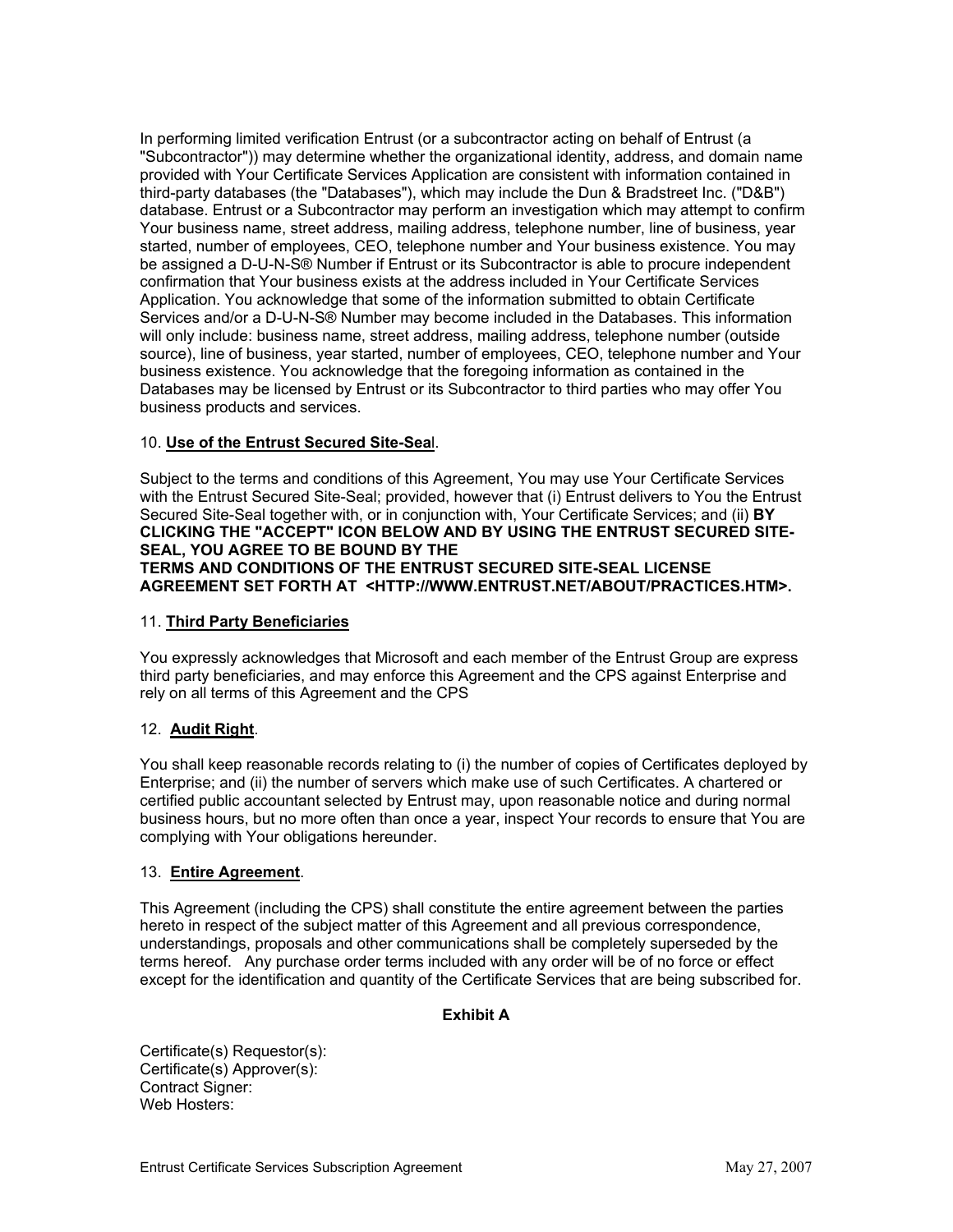In performing limited verification Entrust (or a subcontractor acting on behalf of Entrust (a "Subcontractor")) may determine whether the organizational identity, address, and domain name provided with Your Certificate Services Application are consistent with information contained in third-party databases (the "Databases"), which may include the Dun & Bradstreet Inc. ("D&B") database. Entrust or a Subcontractor may perform an investigation which may attempt to confirm Your business name, street address, mailing address, telephone number, line of business, year started, number of employees, CEO, telephone number and Your business existence. You may be assigned a D-U-N-S® Number if Entrust or its Subcontractor is able to procure independent confirmation that Your business exists at the address included in Your Certificate Services Application. You acknowledge that some of the information submitted to obtain Certificate Services and/or a D-U-N-S® Number may become included in the Databases. This information will only include: business name, street address, mailing address, telephone number (outside source), line of business, year started, number of employees, CEO, telephone number and Your business existence. You acknowledge that the foregoing information as contained in the Databases may be licensed by Entrust or its Subcontractor to third parties who may offer You business products and services.

10. **Use of the Entrust Secured Site-Seal**.

Subject to the terms and conditions of this Agreement, You may use Your Certificate Services with the Entrust Secured Site-Seal; provided, however that (i) Entrust delivers to You the Entrust Secured Site-Seal together with, or in conjunction with, Your Certificate Services; and (ii) **BY CLICKING THE "ACCEPT" ICON BELOW AND BY USING THE ENTRUST SECURED SITE-SEAL, YOU AGREE TO BE BOUND BY THE TERMS AND CONDITIONS OF THE ENTRUST SECURED SITE-SEAL LICENSE AGREEMENT SET FORTH AT <HTTP://WWW.ENTRUST.NET/ABOUT/PRACTICES.HTM>.**

11. **Third Party Beneficiaries**

You expressly acknowledges that Microsoft and each member of the Entrust Group are express third party beneficiaries, and may enforce this Agreement and the CPS against Enterprise and rely on all terms of this Agreement and the CPS

12. **Audit Right**.

You shall keep reasonable records relating to (i) the number of copies of Certificates deployed by Enterprise; and (ii) the number of servers which make use of such Certificates. A chartered or certified public accountant selected by Entrust may, upon reasonable notice and during normal business hours, but no more often than once a year, inspect Your records to ensure that You are complying with Your obligations hereunder.

13. **Entire Agreement**.

This Agreement (including the CPS) shall constitute the entire agreement between the parties hereto in respect of the subject matter of this Agreement and all previous correspondence, understandings, proposals and other communications shall be completely superseded by the terms hereof. Any purchase order terms included with any order will be of no force or effect except for the identification and quantity of the Certificate Services that are being subscribed for.

**Exhibit A**

Certificate(s) Requestor(s):
Certificate(s) Approver(s):
Contract Signer:
Web Hosters: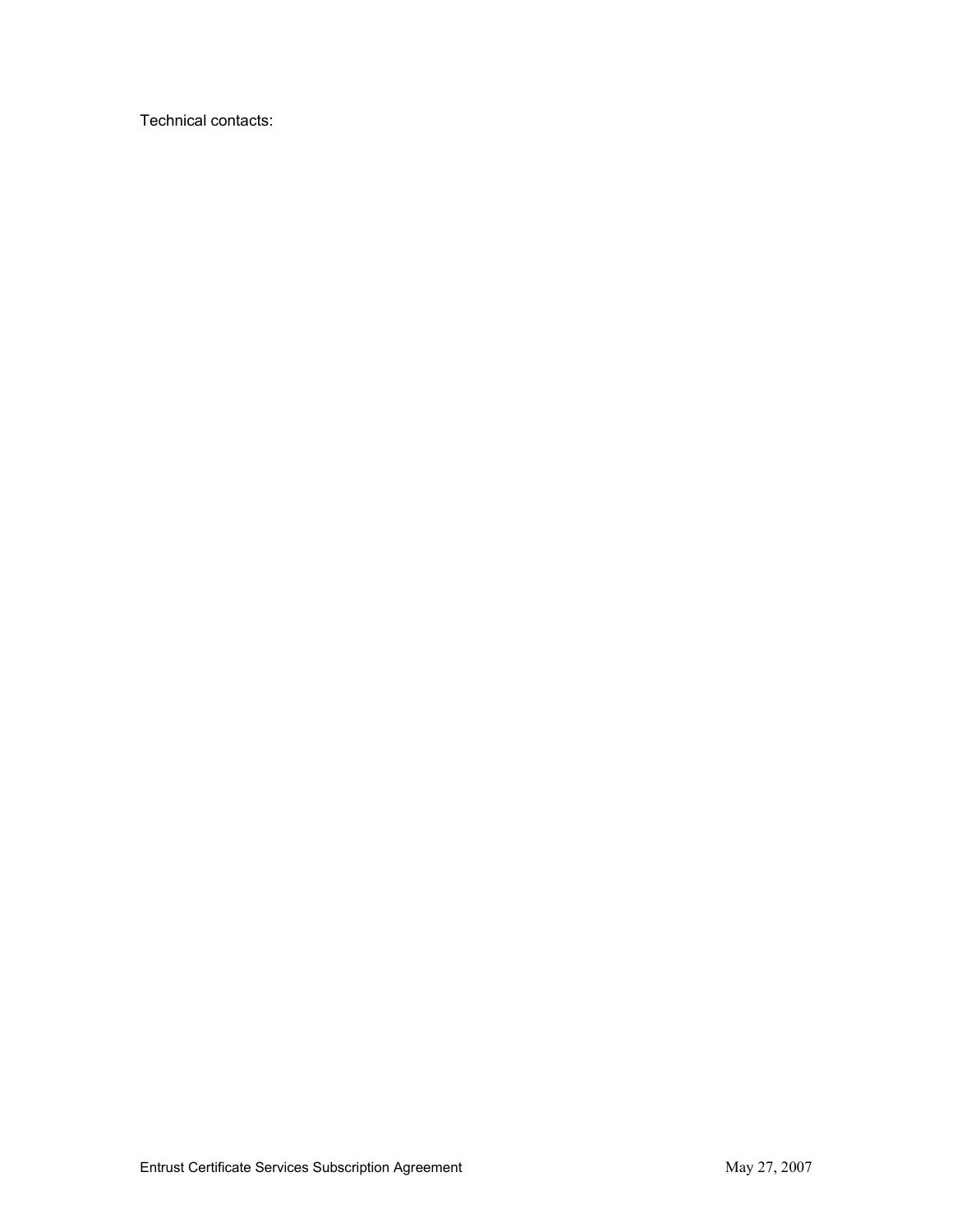Technical contacts: